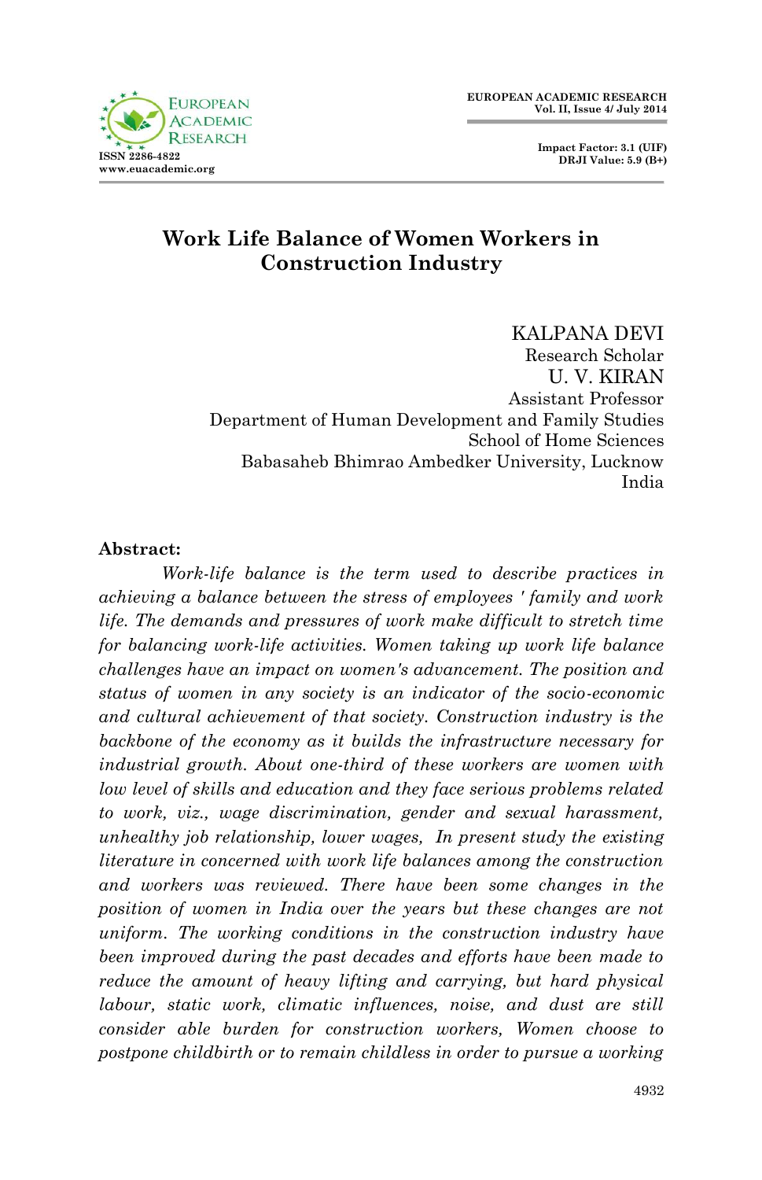# Work Life Balance of Women Workers in Construction Industry

KALPANA DEVI
Research Scholar
U. V. KIRAN
Assistant Professor
Department of Human Development and Family Studies
School of Home Sciences
Babasaheb Bhimrao Ambedker University, Lucknow
India

**Abstract:**

*Work-life balance is the term used to describe practices in achieving a balance between the stress of employees ' family and work life. The demands and pressures of work make difficult to stretch time for balancing work-life activities. Women taking up work life balance challenges have an impact on women's advancement. The position and status of women in any society is an indicator of the socio-economic and cultural achievement of that society. Construction industry is the backbone of the economy as it builds the infrastructure necessary for industrial growth. About one-third of these workers are women with low level of skills and education and they face serious problems related to work, viz., wage discrimination, gender and sexual harassment, unhealthy job relationship, lower wages, In present study the existing literature in concerned with work life balances among the construction and workers was reviewed. There have been some changes in the position of women in India over the years but these changes are not uniform. The working conditions in the construction industry have been improved during the past decades and efforts have been made to reduce the amount of heavy lifting and carrying, but hard physical labour, static work, climatic influences, noise, and dust are still consider able burden for construction workers, Women choose to postpone childbirth or to remain childless in order to pursue a working*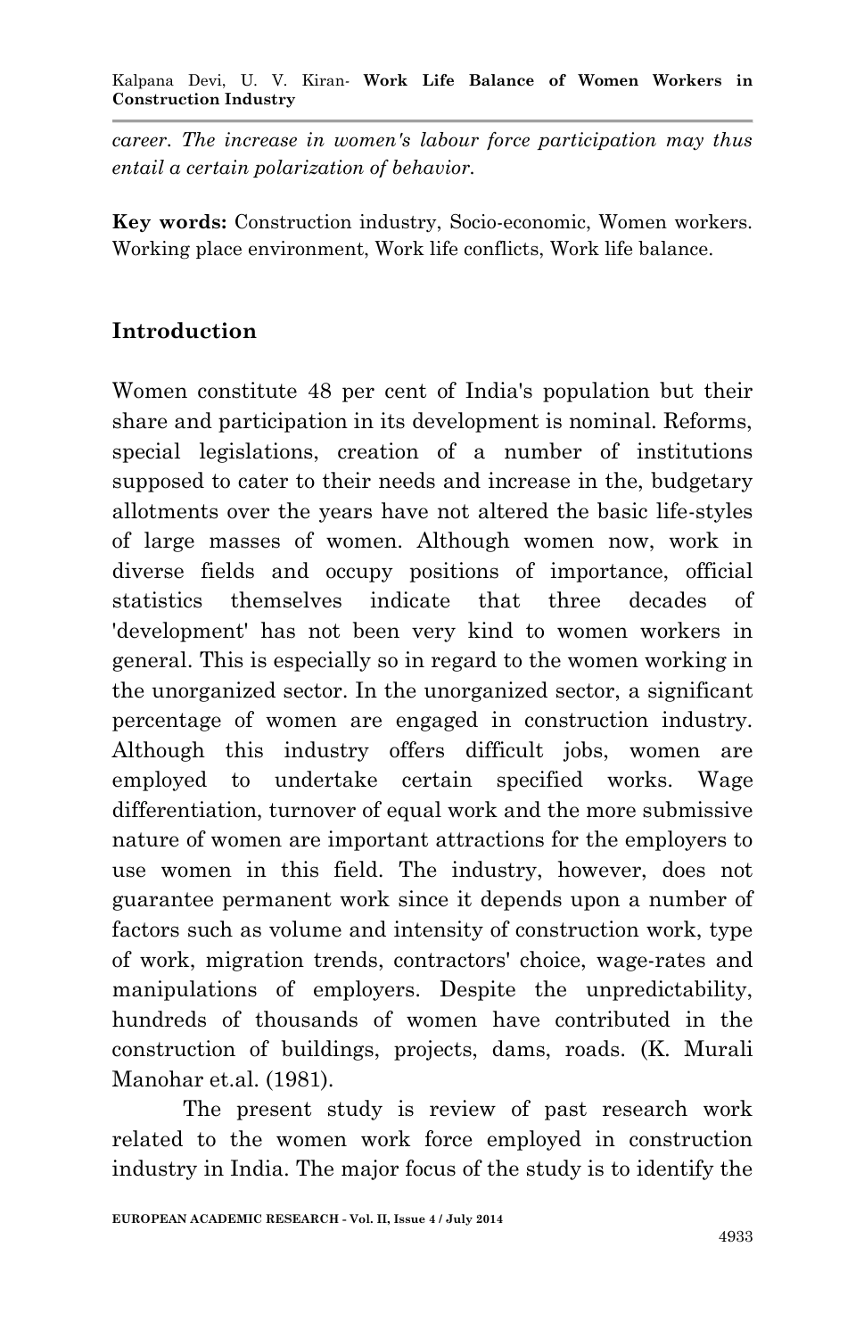*career. The increase in women's labour force participation may thus entail a certain polarization of behavior.*

**Key words:** Construction industry, Socio-economic, Women workers. Working place environment, Work life conflicts, Work life balance.

## Introduction

Women constitute 48 per cent of India's population but their share and participation in its development is nominal. Reforms, special legislations, creation of a number of institutions supposed to cater to their needs and increase in the, budgetary allotments over the years have not altered the basic life-styles of large masses of women. Although women now, work in diverse fields and occupy positions of importance, official statistics themselves indicate that three decades of 'development' has not been very kind to women workers in general. This is especially so in regard to the women working in the unorganized sector. In the unorganized sector, a significant percentage of women are engaged in construction industry. Although this industry offers difficult jobs, women are employed to undertake certain specified works. Wage differentiation, turnover of equal work and the more submissive nature of women are important attractions for the employers to use women in this field. The industry, however, does not guarantee permanent work since it depends upon a number of factors such as volume and intensity of construction work, type of work, migration trends, contractors' choice, wage-rates and manipulations of employers. Despite the unpredictability, hundreds of thousands of women have contributed in the construction of buildings, projects, dams, roads. (K. Murali Manohar et.al. (1981).

The present study is review of past research work related to the women work force employed in construction industry in India. The major focus of the study is to identify the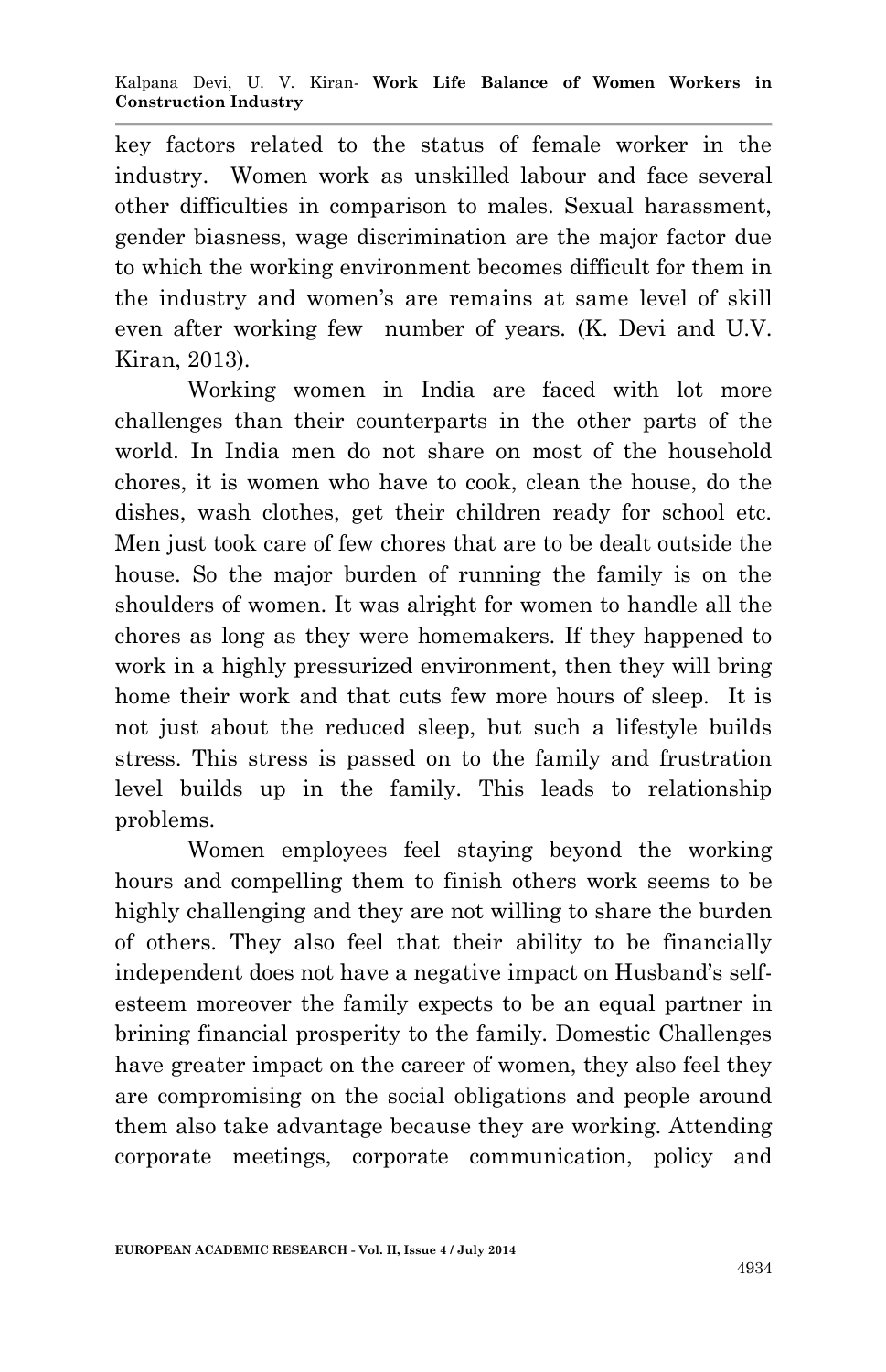key factors related to the status of female worker in the industry. Women work as unskilled labour and face several other difficulties in comparison to males. Sexual harassment, gender biasness, wage discrimination are the major factor due to which the working environment becomes difficult for them in the industry and women's are remains at same level of skill even after working few number of years. (K. Devi and U.V. Kiran, 2013).

Working women in India are faced with lot more challenges than their counterparts in the other parts of the world. In India men do not share on most of the household chores, it is women who have to cook, clean the house, do the dishes, wash clothes, get their children ready for school etc. Men just took care of few chores that are to be dealt outside the house. So the major burden of running the family is on the shoulders of women. It was alright for women to handle all the chores as long as they were homemakers. If they happened to work in a highly pressurized environment, then they will bring home their work and that cuts few more hours of sleep. It is not just about the reduced sleep, but such a lifestyle builds stress. This stress is passed on to the family and frustration level builds up in the family. This leads to relationship problems.

Women employees feel staying beyond the working hours and compelling them to finish others work seems to be highly challenging and they are not willing to share the burden of others. They also feel that their ability to be financially independent does not have a negative impact on Husband's self-esteem moreover the family expects to be an equal partner in brining financial prosperity to the family. Domestic Challenges have greater impact on the career of women, they also feel they are compromising on the social obligations and people around them also take advantage because they are working. Attending corporate meetings, corporate communication, policy and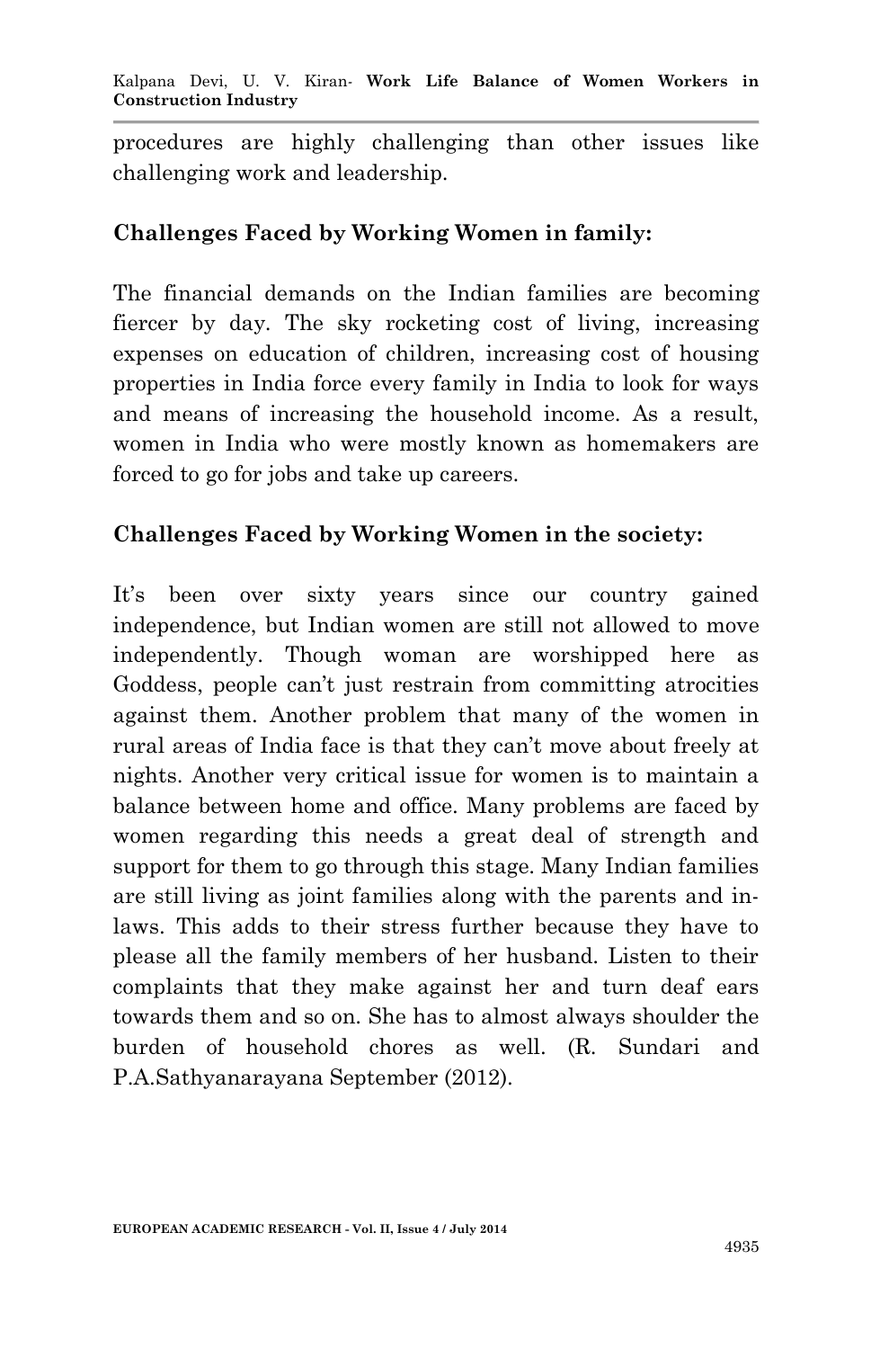procedures are highly challenging than other issues like challenging work and leadership.

## Challenges Faced by Working Women in family:

The financial demands on the Indian families are becoming fiercer by day. The sky rocketing cost of living, increasing expenses on education of children, increasing cost of housing properties in India force every family in India to look for ways and means of increasing the household income. As a result, women in India who were mostly known as homemakers are forced to go for jobs and take up careers.

## Challenges Faced by Working Women in the society:

It's been over sixty years since our country gained independence, but Indian women are still not allowed to move independently. Though woman are worshipped here as Goddess, people can't just restrain from committing atrocities against them. Another problem that many of the women in rural areas of India face is that they can't move about freely at nights. Another very critical issue for women is to maintain a balance between home and office. Many problems are faced by women regarding this needs a great deal of strength and support for them to go through this stage. Many Indian families are still living as joint families along with the parents and in-laws. This adds to their stress further because they have to please all the family members of her husband. Listen to their complaints that they make against her and turn deaf ears towards them and so on. She has to almost always shoulder the burden of household chores as well. (R. Sundari and P.A.Sathyanarayana September (2012).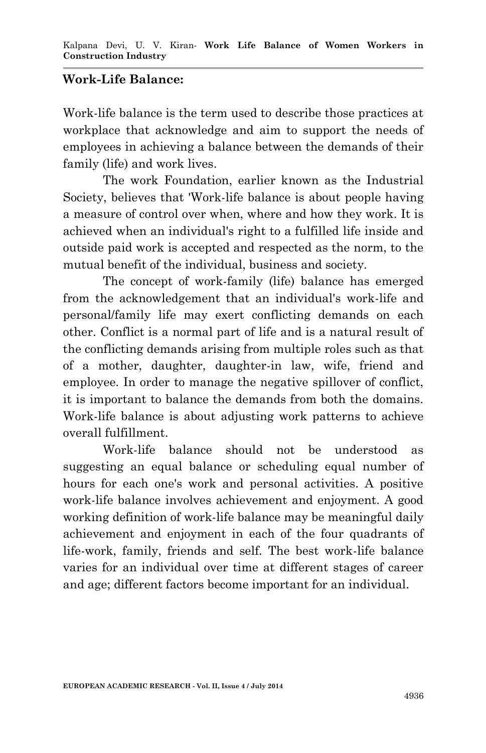## Work-Life Balance:

Work-life balance is the term used to describe those practices at workplace that acknowledge and aim to support the needs of employees in achieving a balance between the demands of their family (life) and work lives.

The work Foundation, earlier known as the Industrial Society, believes that 'Work-life balance is about people having a measure of control over when, where and how they work. It is achieved when an individual's right to a fulfilled life inside and outside paid work is accepted and respected as the norm, to the mutual benefit of the individual, business and society.

The concept of work-family (life) balance has emerged from the acknowledgement that an individual's work-life and personal/family life may exert conflicting demands on each other. Conflict is a normal part of life and is a natural result of the conflicting demands arising from multiple roles such as that of a mother, daughter, daughter-in law, wife, friend and employee. In order to manage the negative spillover of conflict, it is important to balance the demands from both the domains. Work-life balance is about adjusting work patterns to achieve overall fulfillment.

Work-life balance should not be understood as suggesting an equal balance or scheduling equal number of hours for each one's work and personal activities. A positive work-life balance involves achievement and enjoyment. A good working definition of work-life balance may be meaningful daily achievement and enjoyment in each of the four quadrants of life-work, family, friends and self. The best work-life balance varies for an individual over time at different stages of career and age; different factors become important for an individual.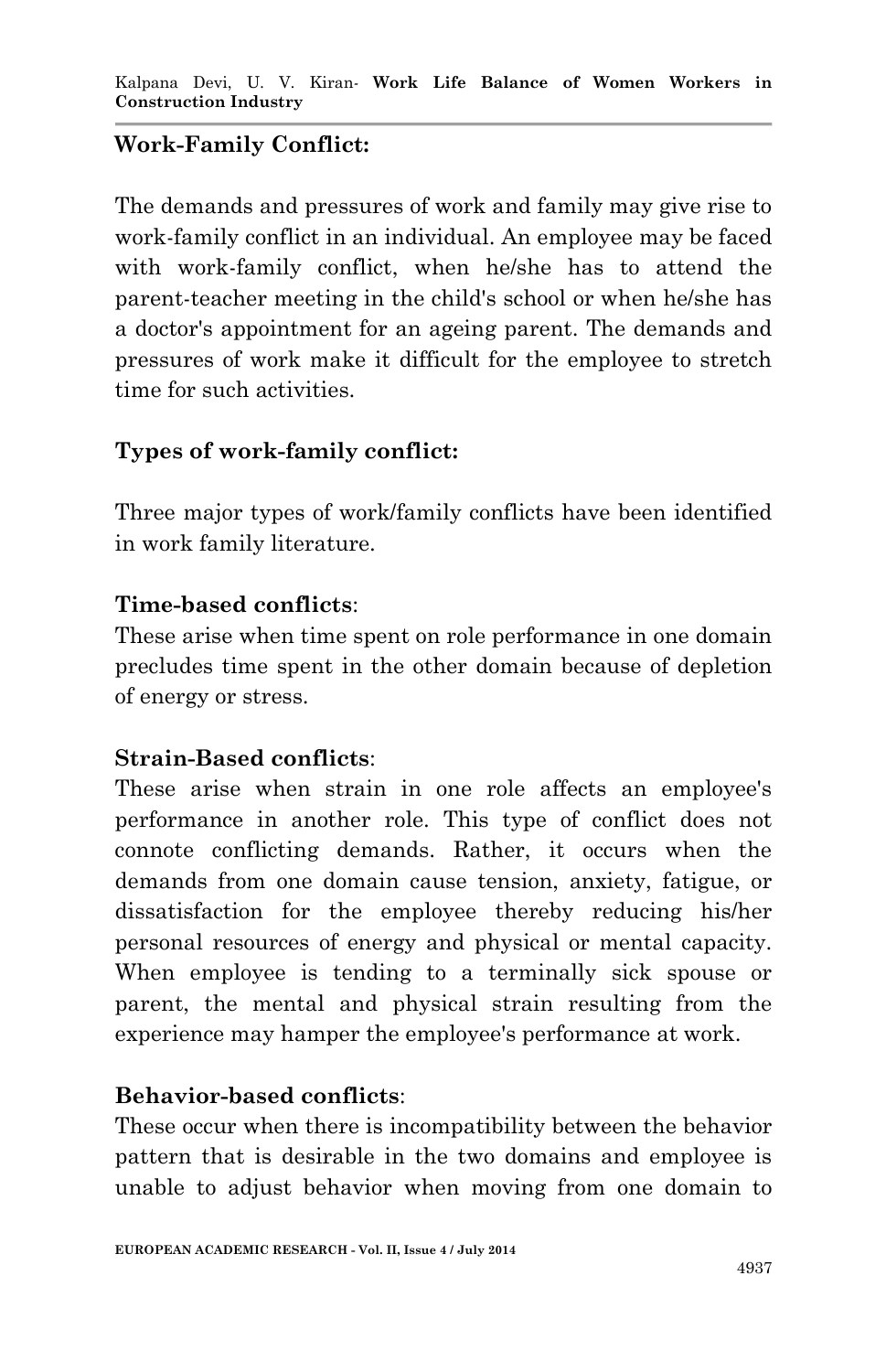**Work-Family Conflict:**

The demands and pressures of work and family may give rise to work-family conflict in an individual. An employee may be faced with work-family conflict, when he/she has to attend the parent-teacher meeting in the child's school or when he/she has a doctor's appointment for an ageing parent. The demands and pressures of work make it difficult for the employee to stretch time for such activities.

**Types of work-family conflict:**

Three major types of work/family conflicts have been identified in work family literature.

**Time-based conflicts**:
These arise when time spent on role performance in one domain precludes time spent in the other domain because of depletion of energy or stress.

**Strain-Based conflicts**:
These arise when strain in one role affects an employee's performance in another role. This type of conflict does not connote conflicting demands. Rather, it occurs when the demands from one domain cause tension, anxiety, fatigue, or dissatisfaction for the employee thereby reducing his/her personal resources of energy and physical or mental capacity. When employee is tending to a terminally sick spouse or parent, the mental and physical strain resulting from the experience may hamper the employee's performance at work.

**Behavior-based conflicts**:
These occur when there is incompatibility between the behavior pattern that is desirable in the two domains and employee is unable to adjust behavior when moving from one domain to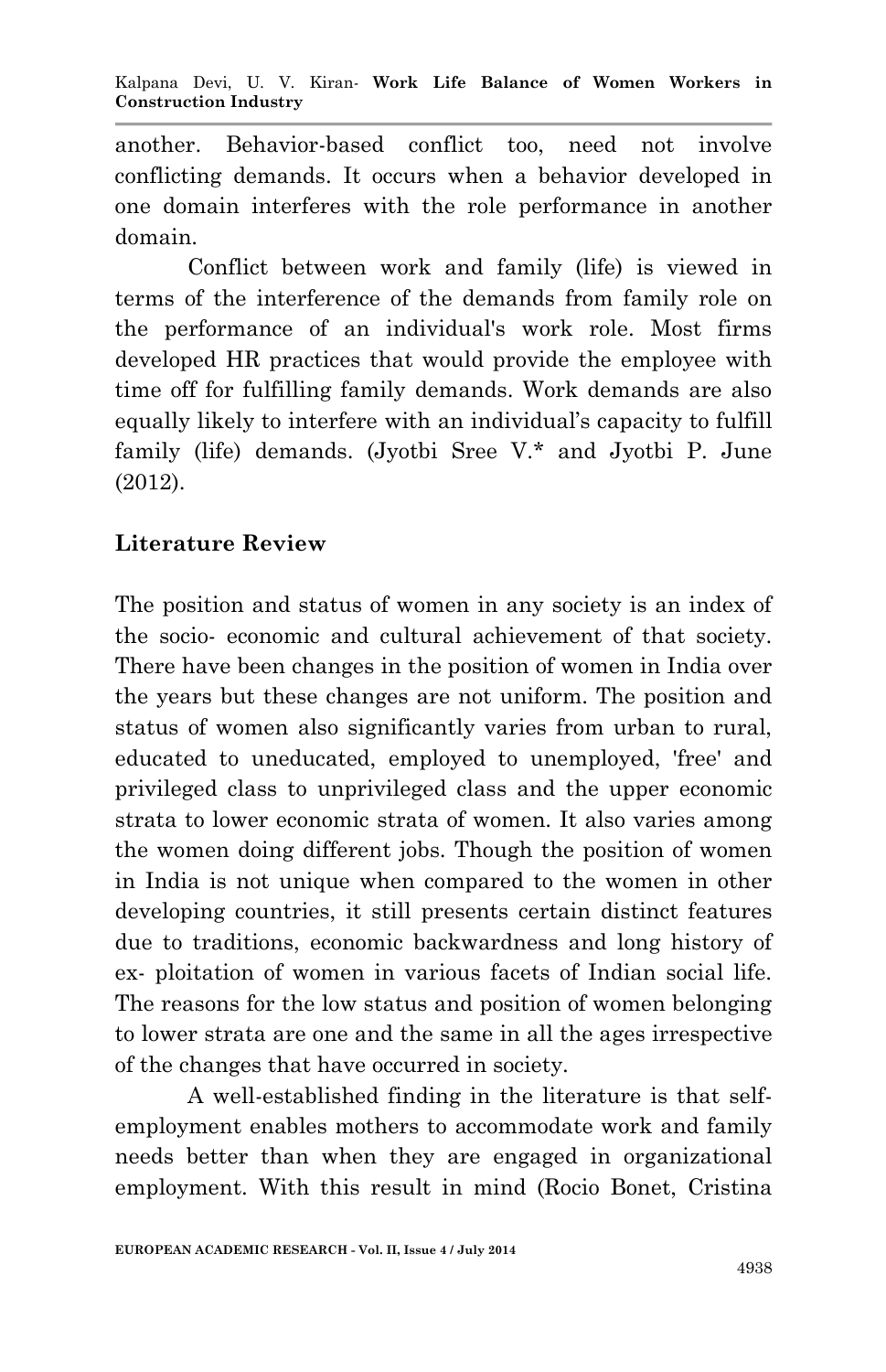another. Behavior-based conflict too, need not involve conflicting demands. It occurs when a behavior developed in one domain interferes with the role performance in another domain.

Conflict between work and family (life) is viewed in terms of the interference of the demands from family role on the performance of an individual's work role. Most firms developed HR practices that would provide the employee with time off for fulfilling family demands. Work demands are also equally likely to interfere with an individual's capacity to fulfill family (life) demands. (Jyotbi Sree V.* and Jyotbi P. June (2012).

## Literature Review

The position and status of women in any society is an index of the socio- economic and cultural achievement of that society. There have been changes in the position of women in India over the years but these changes are not uniform. The position and status of women also significantly varies from urban to rural, educated to uneducated, employed to unemployed, 'free' and privileged class to unprivileged class and the upper economic strata to lower economic strata of women. It also varies among the women doing different jobs. Though the position of women in India is not unique when compared to the women in other developing countries, it still presents certain distinct features due to traditions, economic backwardness and long history of ex- ploitation of women in various facets of Indian social life. The reasons for the low status and position of women belonging to lower strata are one and the same in all the ages irrespective of the changes that have occurred in society.

A well-established finding in the literature is that self-employment enables mothers to accommodate work and family needs better than when they are engaged in organizational employment. With this result in mind (Rocio Bonet, Cristina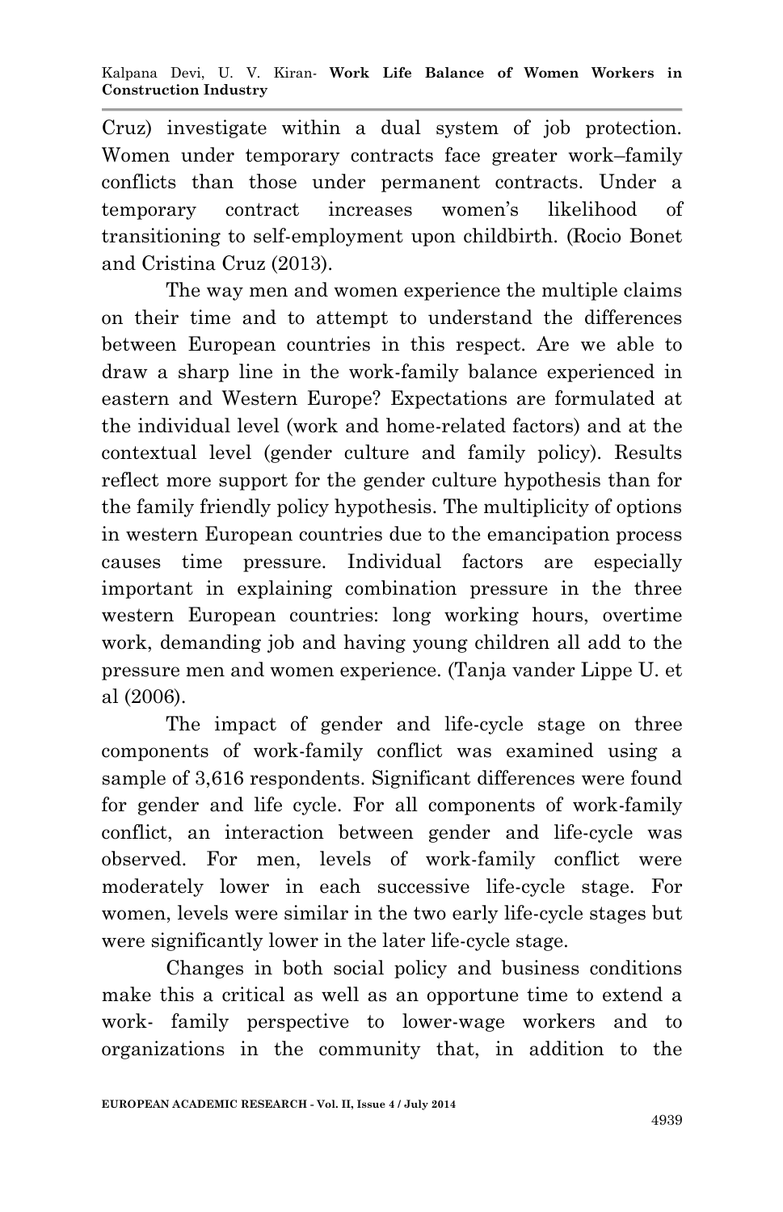Cruz) investigate within a dual system of job protection. Women under temporary contracts face greater work–family conflicts than those under permanent contracts. Under a temporary contract increases women's likelihood of transitioning to self-employment upon childbirth. (Rocio Bonet and Cristina Cruz (2013).

The way men and women experience the multiple claims on their time and to attempt to understand the differences between European countries in this respect. Are we able to draw a sharp line in the work-family balance experienced in eastern and Western Europe? Expectations are formulated at the individual level (work and home-related factors) and at the contextual level (gender culture and family policy). Results reflect more support for the gender culture hypothesis than for the family friendly policy hypothesis. The multiplicity of options in western European countries due to the emancipation process causes time pressure. Individual factors are especially important in explaining combination pressure in the three western European countries: long working hours, overtime work, demanding job and having young children all add to the pressure men and women experience. (Tanja vander Lippe U. et al (2006).

The impact of gender and life-cycle stage on three components of work-family conflict was examined using a sample of 3,616 respondents. Significant differences were found for gender and life cycle. For all components of work-family conflict, an interaction between gender and life-cycle was observed. For men, levels of work-family conflict were moderately lower in each successive life-cycle stage. For women, levels were similar in the two early life-cycle stages but were significantly lower in the later life-cycle stage.

Changes in both social policy and business conditions make this a critical as well as an opportune time to extend a work- family perspective to lower-wage workers and to organizations in the community that, in addition to the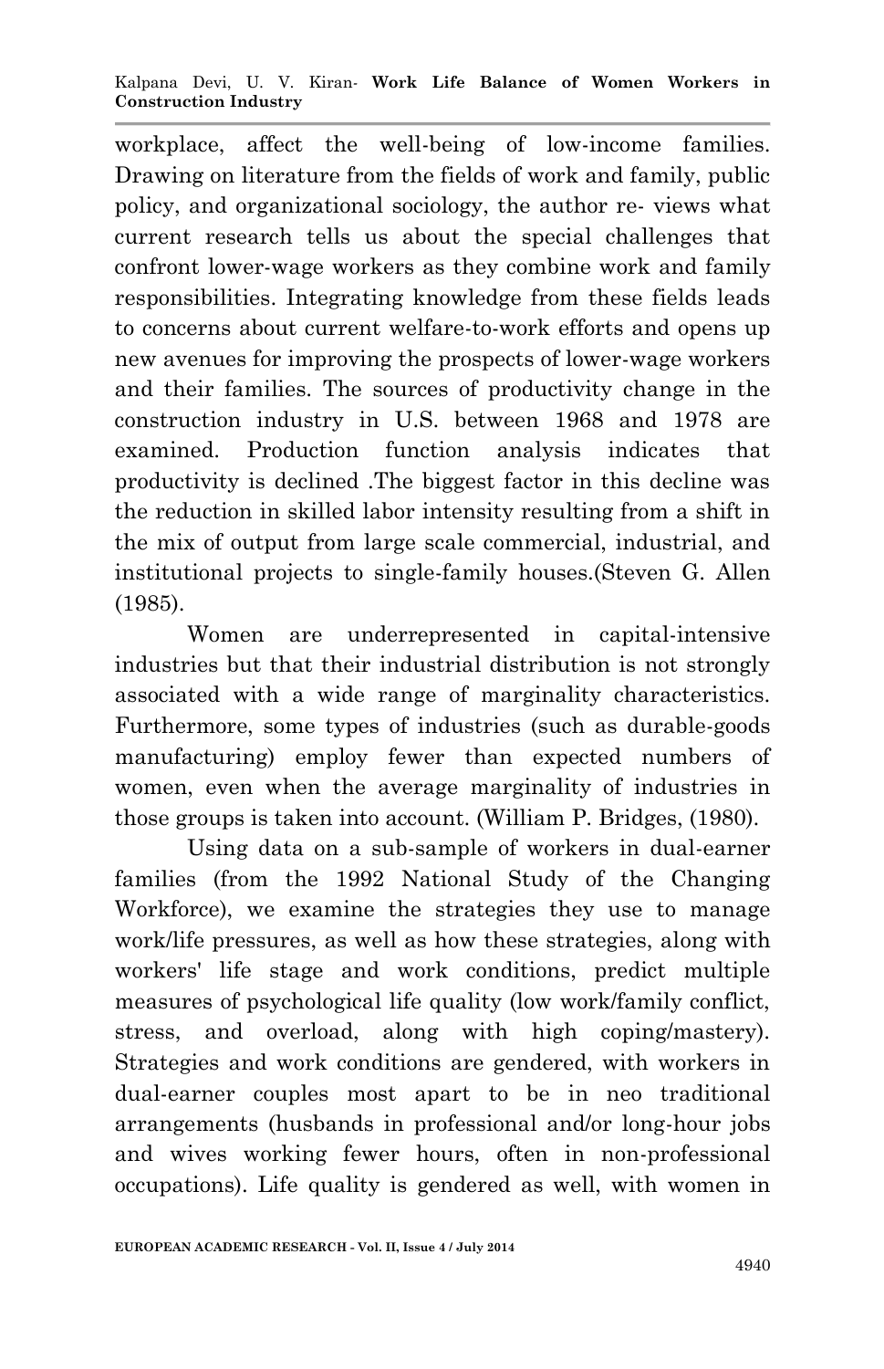workplace, affect the well-being of low-income families. Drawing on literature from the fields of work and family, public policy, and organizational sociology, the author re- views what current research tells us about the special challenges that confront lower-wage workers as they combine work and family responsibilities. Integrating knowledge from these fields leads to concerns about current welfare-to-work efforts and opens up new avenues for improving the prospects of lower-wage workers and their families. The sources of productivity change in the construction industry in U.S. between 1968 and 1978 are examined. Production function analysis indicates that productivity is declined .The biggest factor in this decline was the reduction in skilled labor intensity resulting from a shift in the mix of output from large scale commercial, industrial, and institutional projects to single-family houses.(Steven G. Allen (1985).

Women are underrepresented in capital-intensive industries but that their industrial distribution is not strongly associated with a wide range of marginality characteristics. Furthermore, some types of industries (such as durable-goods manufacturing) employ fewer than expected numbers of women, even when the average marginality of industries in those groups is taken into account. (William P. Bridges, (1980).

Using data on a sub-sample of workers in dual-earner families (from the 1992 National Study of the Changing Workforce), we examine the strategies they use to manage work/life pressures, as well as how these strategies, along with workers' life stage and work conditions, predict multiple measures of psychological life quality (low work/family conflict, stress, and overload, along with high coping/mastery). Strategies and work conditions are gendered, with workers in dual-earner couples most apart to be in neo traditional arrangements (husbands in professional and/or long-hour jobs and wives working fewer hours, often in non-professional occupations). Life quality is gendered as well, with women in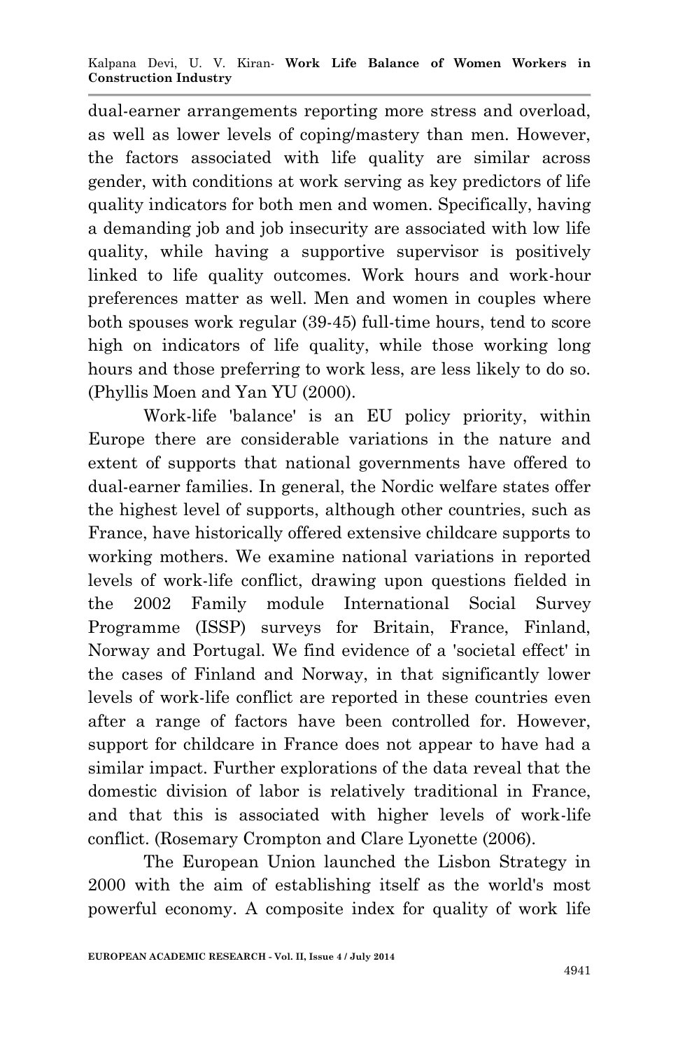dual-earner arrangements reporting more stress and overload, as well as lower levels of coping/mastery than men. However, the factors associated with life quality are similar across gender, with conditions at work serving as key predictors of life quality indicators for both men and women. Specifically, having a demanding job and job insecurity are associated with low life quality, while having a supportive supervisor is positively linked to life quality outcomes. Work hours and work-hour preferences matter as well. Men and women in couples where both spouses work regular (39-45) full-time hours, tend to score high on indicators of life quality, while those working long hours and those preferring to work less, are less likely to do so. (Phyllis Moen and Yan YU (2000).

Work-life 'balance' is an EU policy priority, within Europe there are considerable variations in the nature and extent of supports that national governments have offered to dual-earner families. In general, the Nordic welfare states offer the highest level of supports, although other countries, such as France, have historically offered extensive childcare supports to working mothers. We examine national variations in reported levels of work-life conflict, drawing upon questions fielded in the 2002 Family module International Social Survey Programme (ISSP) surveys for Britain, France, Finland, Norway and Portugal. We find evidence of a 'societal effect' in the cases of Finland and Norway, in that significantly lower levels of work-life conflict are reported in these countries even after a range of factors have been controlled for. However, support for childcare in France does not appear to have had a similar impact. Further explorations of the data reveal that the domestic division of labor is relatively traditional in France, and that this is associated with higher levels of work-life conflict. (Rosemary Crompton and Clare Lyonette (2006).

The European Union launched the Lisbon Strategy in 2000 with the aim of establishing itself as the world's most powerful economy. A composite index for quality of work life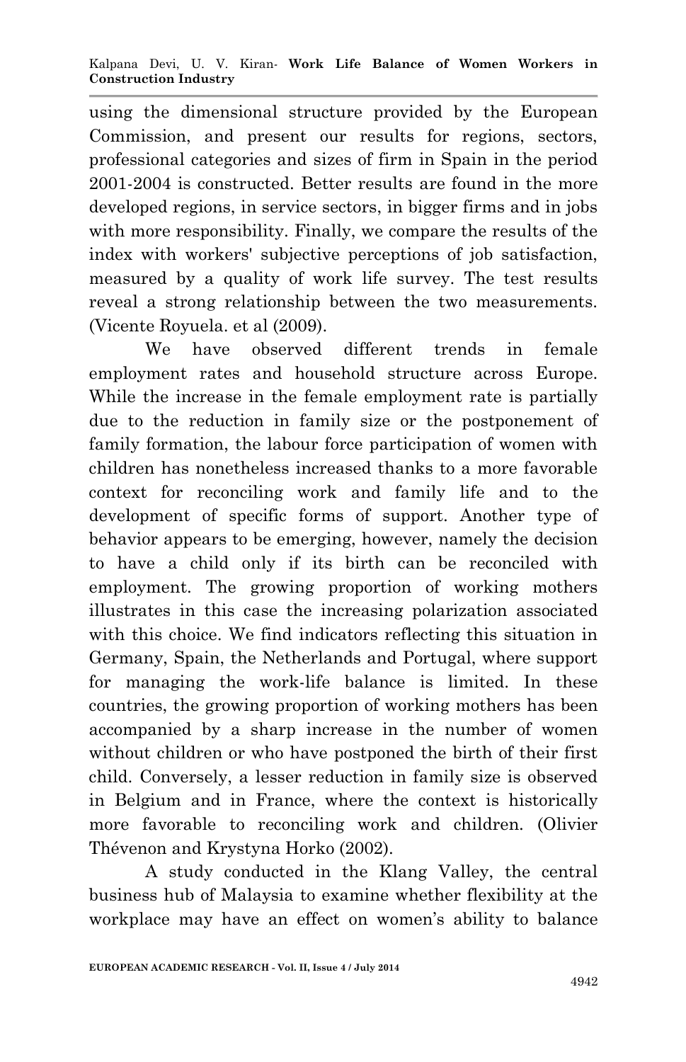using the dimensional structure provided by the European Commission, and present our results for regions, sectors, professional categories and sizes of firm in Spain in the period 2001-2004 is constructed. Better results are found in the more developed regions, in service sectors, in bigger firms and in jobs with more responsibility. Finally, we compare the results of the index with workers' subjective perceptions of job satisfaction, measured by a quality of work life survey. The test results reveal a strong relationship between the two measurements. (Vicente Royuela. et al (2009).

We have observed different trends in female employment rates and household structure across Europe. While the increase in the female employment rate is partially due to the reduction in family size or the postponement of family formation, the labour force participation of women with children has nonetheless increased thanks to a more favorable context for reconciling work and family life and to the development of specific forms of support. Another type of behavior appears to be emerging, however, namely the decision to have a child only if its birth can be reconciled with employment. The growing proportion of working mothers illustrates in this case the increasing polarization associated with this choice. We find indicators reflecting this situation in Germany, Spain, the Netherlands and Portugal, where support for managing the work-life balance is limited. In these countries, the growing proportion of working mothers has been accompanied by a sharp increase in the number of women without children or who have postponed the birth of their first child. Conversely, a lesser reduction in family size is observed in Belgium and in France, where the context is historically more favorable to reconciling work and children. (Olivier Thévenon and Krystyna Horko (2002).

A study conducted in the Klang Valley, the central business hub of Malaysia to examine whether flexibility at the workplace may have an effect on women's ability to balance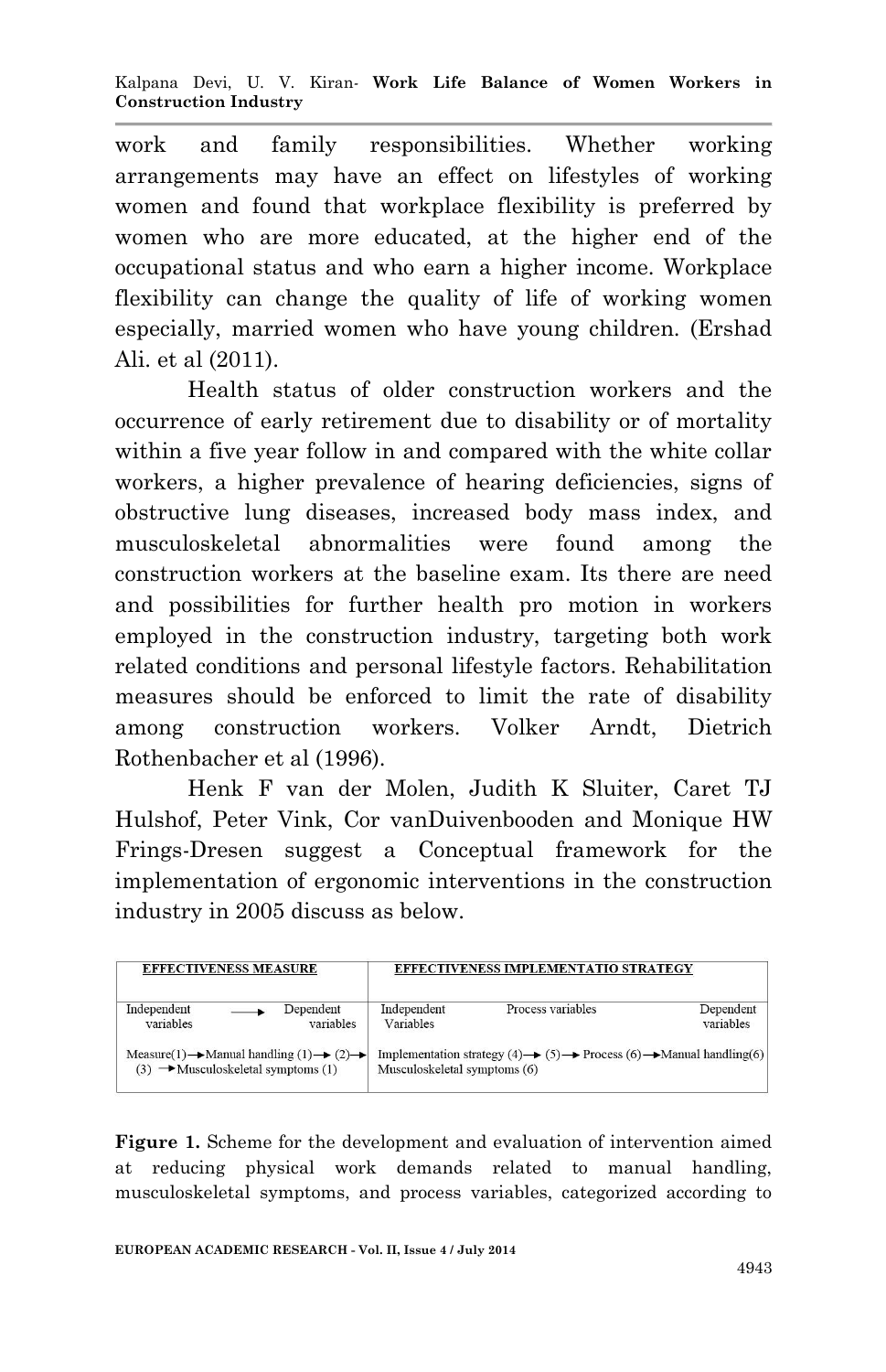work and family responsibilities. Whether working arrangements may have an effect on lifestyles of working women and found that workplace flexibility is preferred by women who are more educated, at the higher end of the occupational status and who earn a higher income. Workplace flexibility can change the quality of life of working women especially, married women who have young children. (Ershad Ali. et al (2011).

Health status of older construction workers and the occurrence of early retirement due to disability or of mortality within a five year follow in and compared with the white collar workers, a higher prevalence of hearing deficiencies, signs of obstructive lung diseases, increased body mass index, and musculoskeletal abnormalities were found among the construction workers at the baseline exam. Its there are need and possibilities for further health pro motion in workers employed in the construction industry, targeting both work related conditions and personal lifestyle factors. Rehabilitation measures should be enforced to limit the rate of disability among construction workers. Volker Arndt, Dietrich Rothenbacher et al (1996).

Henk F van der Molen, Judith K Sluiter, Caret TJ Hulshof, Peter Vink, Cor vanDuivenbooden and Monique HW Frings-Dresen suggest a Conceptual framework for the implementation of ergonomic interventions in the construction industry in 2005 discuss as below.

| EFFECTIVENESS MEASURE | EFFECTIVENESS IMPLEMENTATIO STRATEGY |
|---|---|
| Independent variables → Dependent variables | Independent Variables — Process variables — Dependent variables |
| Measure(1) → Manual handling (1) → (2) → (3) → Musculoskeletal symptoms (1) | Implementation strategy (4) → (5) → Process (6) → Manual handling(6) Musculoskeletal symptoms (6) |

**Figure 1.** Scheme for the development and evaluation of intervention aimed at reducing physical work demands related to manual handling, musculoskeletal symptoms, and process variables, categorized according to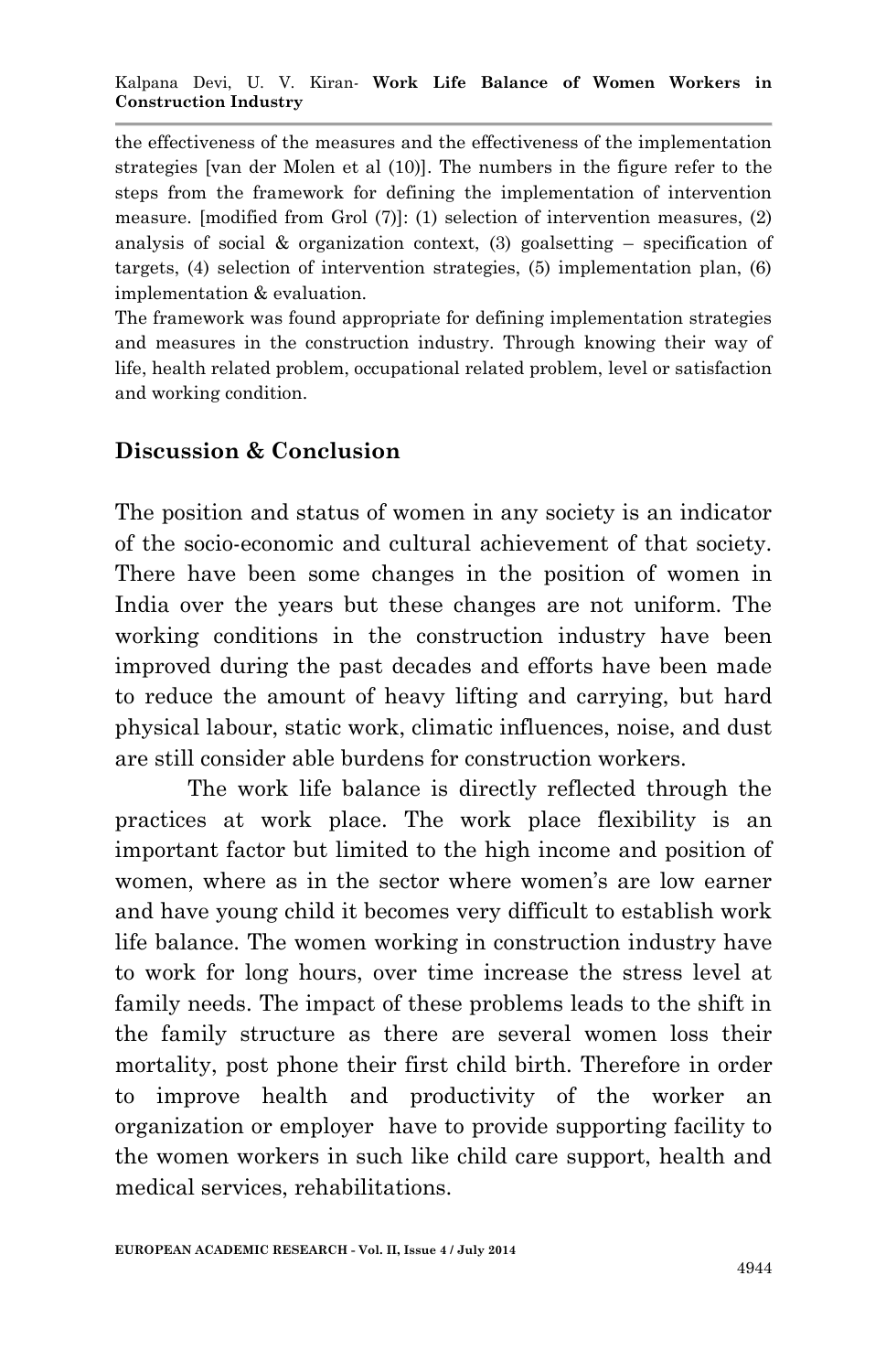the effectiveness of the measures and the effectiveness of the implementation strategies [van der Molen et al (10)]. The numbers in the figure refer to the steps from the framework for defining the implementation of intervention measure. [modified from Grol (7)]: (1) selection of intervention measures, (2) analysis of social & organization context, (3) goalsetting – specification of targets, (4) selection of intervention strategies, (5) implementation plan, (6) implementation & evaluation.

The framework was found appropriate for defining implementation strategies and measures in the construction industry. Through knowing their way of life, health related problem, occupational related problem, level or satisfaction and working condition.

## Discussion & Conclusion

The position and status of women in any society is an indicator of the socio-economic and cultural achievement of that society. There have been some changes in the position of women in India over the years but these changes are not uniform. The working conditions in the construction industry have been improved during the past decades and efforts have been made to reduce the amount of heavy lifting and carrying, but hard physical labour, static work, climatic influences, noise, and dust are still consider able burdens for construction workers.

The work life balance is directly reflected through the practices at work place. The work place flexibility is an important factor but limited to the high income and position of women, where as in the sector where women's are low earner and have young child it becomes very difficult to establish work life balance. The women working in construction industry have to work for long hours, over time increase the stress level at family needs. The impact of these problems leads to the shift in the family structure as there are several women loss their mortality, post phone their first child birth. Therefore in order to improve health and productivity of the worker an organization or employer have to provide supporting facility to the women workers in such like child care support, health and medical services, rehabilitations.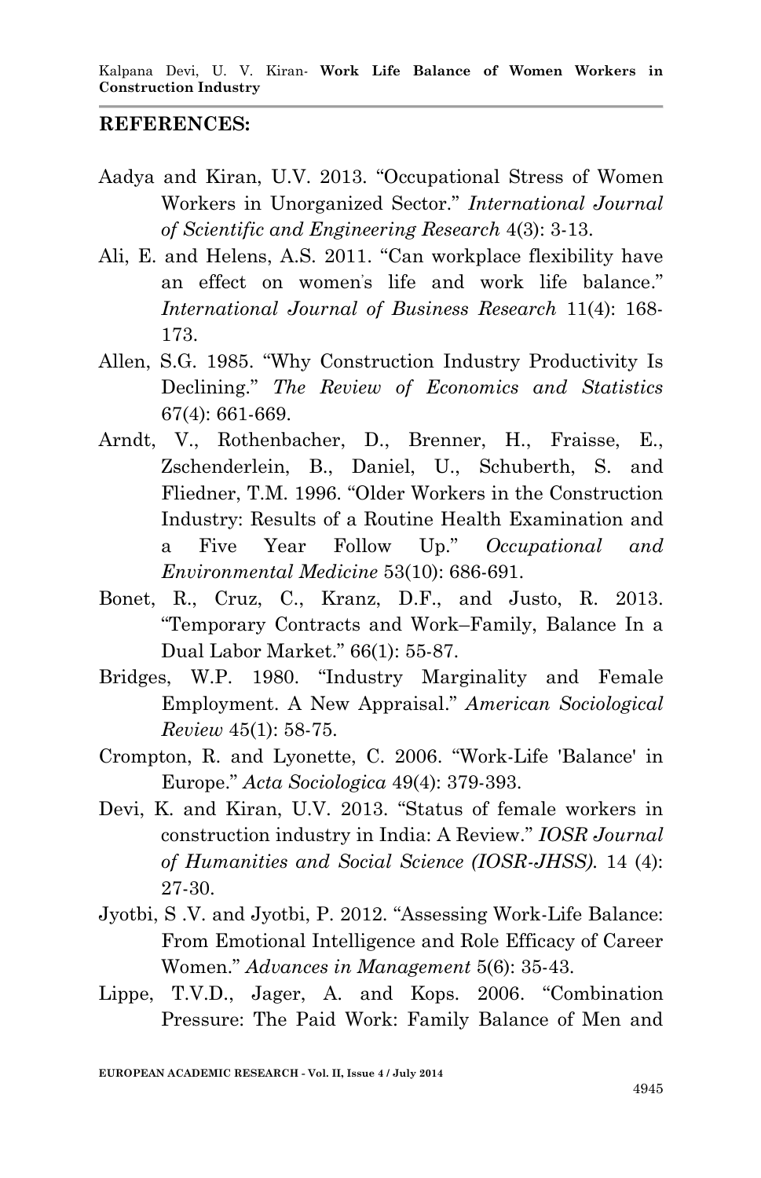## REFERENCES:

Aadya and Kiran, U.V. 2013. "Occupational Stress of Women Workers in Unorganized Sector." *International Journal of Scientific and Engineering Research* 4(3): 3-13.

Ali, E. and Helens, A.S. 2011. "Can workplace flexibility have an effect on women's life and work life balance." *International Journal of Business Research* 11(4): 168-173.

Allen, S.G. 1985. "Why Construction Industry Productivity Is Declining." *The Review of Economics and Statistics* 67(4): 661-669.

Arndt, V., Rothenbacher, D., Brenner, H., Fraisse, E., Zschenderlein, B., Daniel, U., Schuberth, S. and Fliedner, T.M. 1996. "Older Workers in the Construction Industry: Results of a Routine Health Examination and a Five Year Follow Up." *Occupational and Environmental Medicine* 53(10): 686-691.

Bonet, R., Cruz, C., Kranz, D.F., and Justo, R. 2013. "Temporary Contracts and Work–Family, Balance In a Dual Labor Market." 66(1): 55-87.

Bridges, W.P. 1980. "Industry Marginality and Female Employment. A New Appraisal." *American Sociological Review* 45(1): 58-75.

Crompton, R. and Lyonette, C. 2006. "Work-Life 'Balance' in Europe." *Acta Sociologica* 49(4): 379-393.

Devi, K. and Kiran, U.V. 2013. "Status of female workers in construction industry in India: A Review." *IOSR Journal of Humanities and Social Science (IOSR-JHSS).* 14 (4): 27-30.

Jyotbi, S .V. and Jyotbi, P. 2012. "Assessing Work-Life Balance: From Emotional Intelligence and Role Efficacy of Career Women." *Advances in Management* 5(6): 35-43.

Lippe, T.V.D., Jager, A. and Kops. 2006. "Combination Pressure: The Paid Work: Family Balance of Men and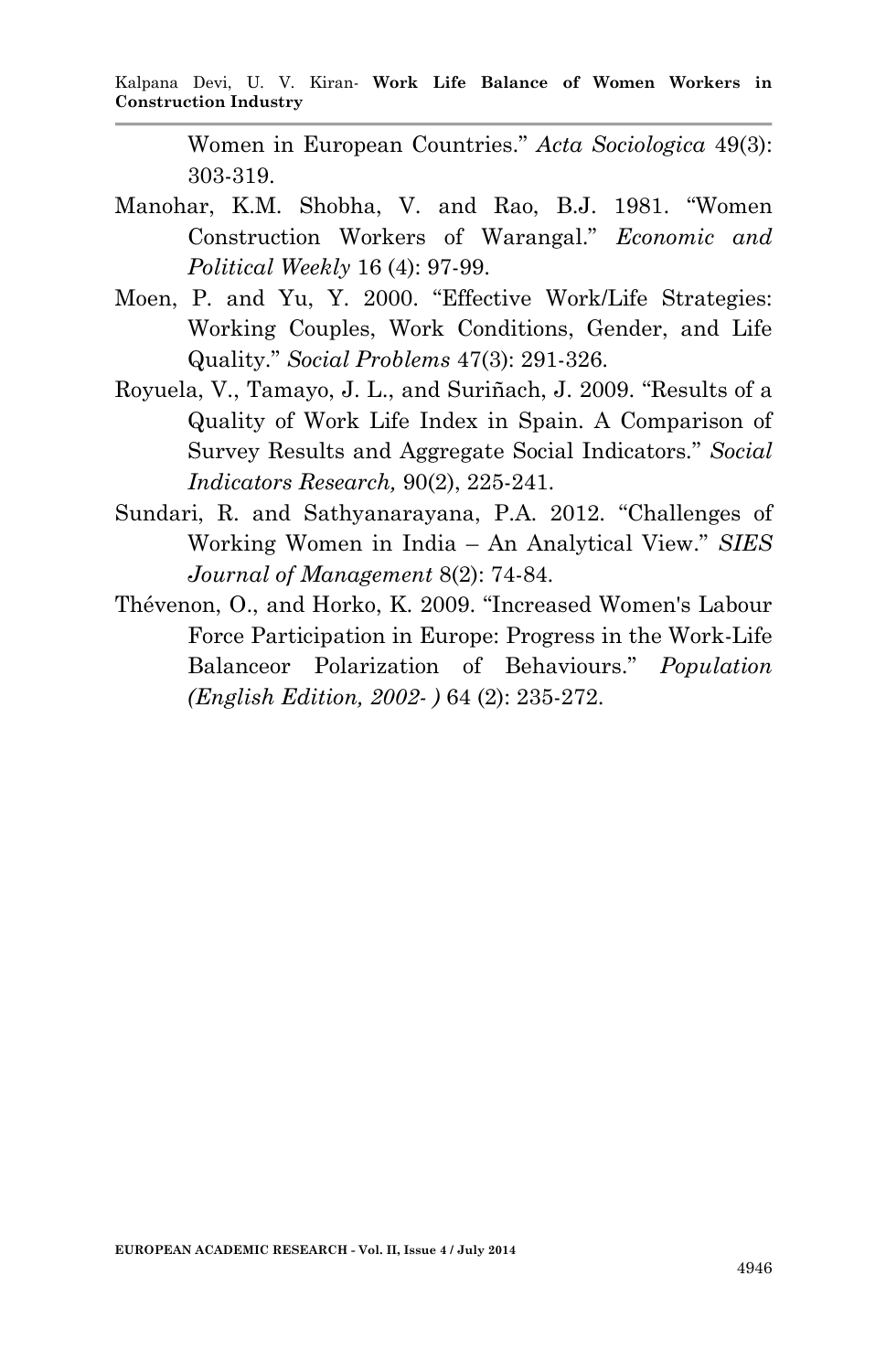Women in European Countries." *Acta Sociologica* 49(3): 303-319.

Manohar, K.M. Shobha, V. and Rao, B.J. 1981. "Women Construction Workers of Warangal." *Economic and Political Weekly* 16 (4): 97-99.

Moen, P. and Yu, Y. 2000. "Effective Work/Life Strategies: Working Couples, Work Conditions, Gender, and Life Quality." *Social Problems* 47(3): 291-326.

Royuela, V., Tamayo, J. L., and Suriñach, J. 2009. "Results of a Quality of Work Life Index in Spain. A Comparison of Survey Results and Aggregate Social Indicators." *Social Indicators Research,* 90(2), 225-241.

Sundari, R. and Sathyanarayana, P.A. 2012. "Challenges of Working Women in India – An Analytical View." *SIES Journal of Management* 8(2): 74-84.

Thévenon, O., and Horko, K. 2009. "Increased Women's Labour Force Participation in Europe: Progress in the Work-Life Balanceor Polarization of Behaviours." *Population (English Edition, 2002- )* 64 (2): 235-272.